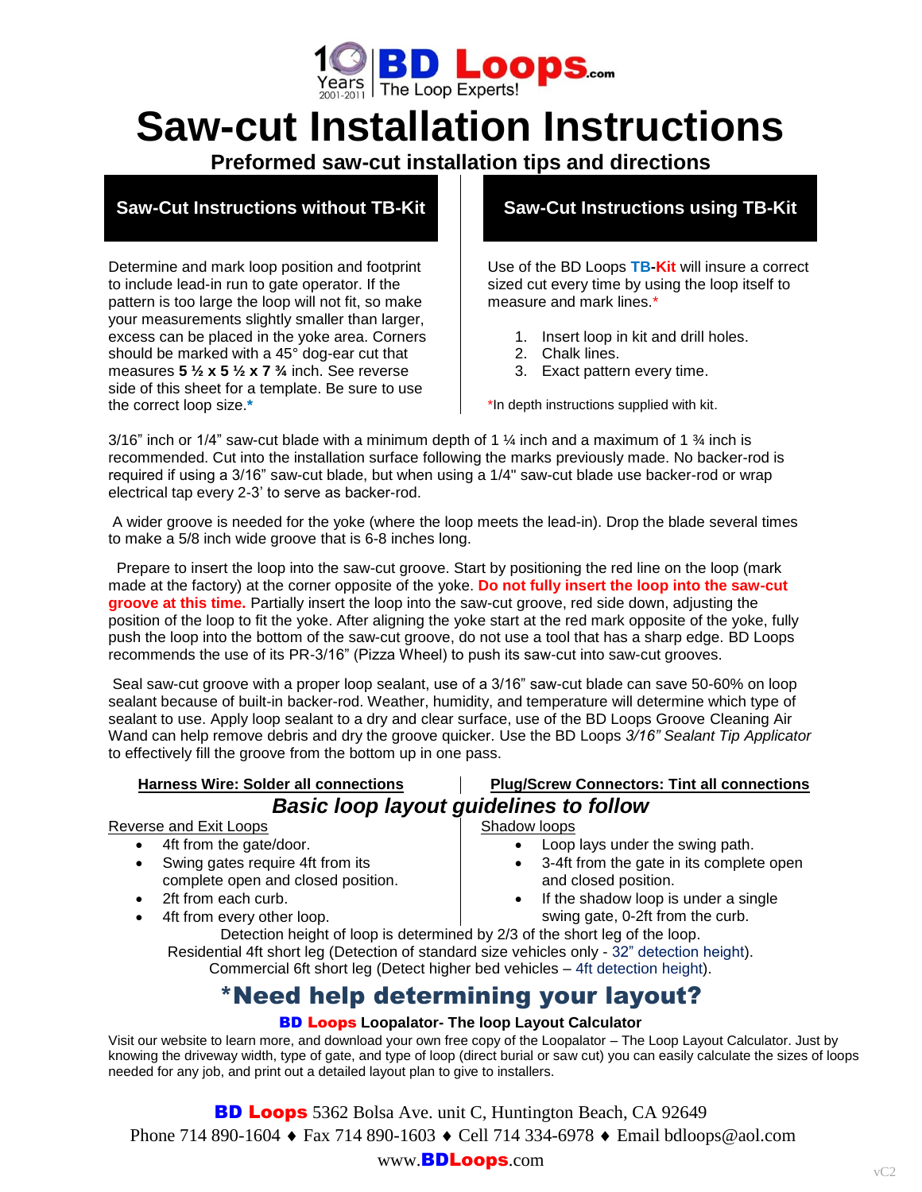10 Years 2001-2011 | **BD Loops**.com The Loop Experts!

# Saw-cut Installation Instructions

**Preformed saw-cut installation tips and directions**

## Saw-Cut Instructions without TB-Kit

Determine and mark loop position and footprint to include lead-in run to gate operator. If the pattern is too large the loop will not fit, so make your measurements slightly smaller than larger, excess can be placed in the yoke area. Corners should be marked with a 45° dog-ear cut that measures **5 ½ x 5 ½ x 7 ¾** inch. See reverse side of this sheet for a template. Be sure to use the correct loop size.*

## Saw-Cut Instructions using TB-Kit

Use of the BD Loops **TB-Kit** will insure a correct sized cut every time by using the loop itself to measure and mark lines.*

1. Insert loop in kit and drill holes.
2. Chalk lines.
3. Exact pattern every time.

*In depth instructions supplied with kit.

3/16" inch or 1/4" saw-cut blade with a minimum depth of 1 ¼ inch and a maximum of 1 ¾ inch is recommended. Cut into the installation surface following the marks previously made. No backer-rod is required if using a 3/16" saw-cut blade, but when using a 1/4" saw-cut blade use backer-rod or wrap electrical tap every 2-3' to serve as backer-rod.

A wider groove is needed for the yoke (where the loop meets the lead-in). Drop the blade several times to make a 5/8 inch wide groove that is 6-8 inches long.

Prepare to insert the loop into the saw-cut groove. Start by positioning the red line on the loop (mark made at the factory) at the corner opposite of the yoke. **Do not fully insert the loop into the saw-cut groove at this time.** Partially insert the loop into the saw-cut groove, red side down, adjusting the position of the loop to fit the yoke. After aligning the yoke start at the red mark opposite of the yoke, fully push the loop into the bottom of the saw-cut groove, do not use a tool that has a sharp edge. BD Loops recommends the use of its PR-3/16" (Pizza Wheel) to push its saw-cut into saw-cut grooves.

Seal saw-cut groove with a proper loop sealant, use of a 3/16" saw-cut blade can save 50-60% on loop sealant because of built-in backer-rod. Weather, humidity, and temperature will determine which type of sealant to use. Apply loop sealant to a dry and clear surface, use of the BD Loops Groove Cleaning Air Wand can help remove debris and dry the groove quicker. Use the BD Loops *3/16" Sealant Tip Applicator* to effectively fill the groove from the bottom up in one pass.

**Harness Wire: Solder all connections** | **Plug/Screw Connectors: Tint all connections**

## *Basic loop layout guidelines to follow*

Reverse and Exit Loops

- 4ft from the gate/door.
- Swing gates require 4ft from its complete open and closed position.
- 2ft from each curb.
- 4ft from every other loop.

Shadow loops

- Loop lays under the swing path.
- 3-4ft from the gate in its complete open and closed position.
- If the shadow loop is under a single swing gate, 0-2ft from the curb.

Detection height of loop is determined by 2/3 of the short leg of the loop.
Residential 4ft short leg (Detection of standard size vehicles only - 32" detection height).
Commercial 6ft short leg (Detect higher bed vehicles – 4ft detection height).

## *Need help determining your layout?

**BD Loops Loopalator- The loop Layout Calculator**

Visit our website to learn more, and download your own free copy of the Loopalator – The Loop Layout Calculator. Just by knowing the driveway width, type of gate, and type of loop (direct burial or saw cut) you can easily calculate the sizes of loops needed for any job, and print out a detailed layout plan to give to installers.

**BD Loops** 5362 Bolsa Ave. unit C, Huntington Beach, CA 92649
Phone 714 890-1604 ♦ Fax 714 890-1603 ♦ Cell 714 334-6978 ♦ Email bdloops@aol.com
www.BDLoops.com

vC2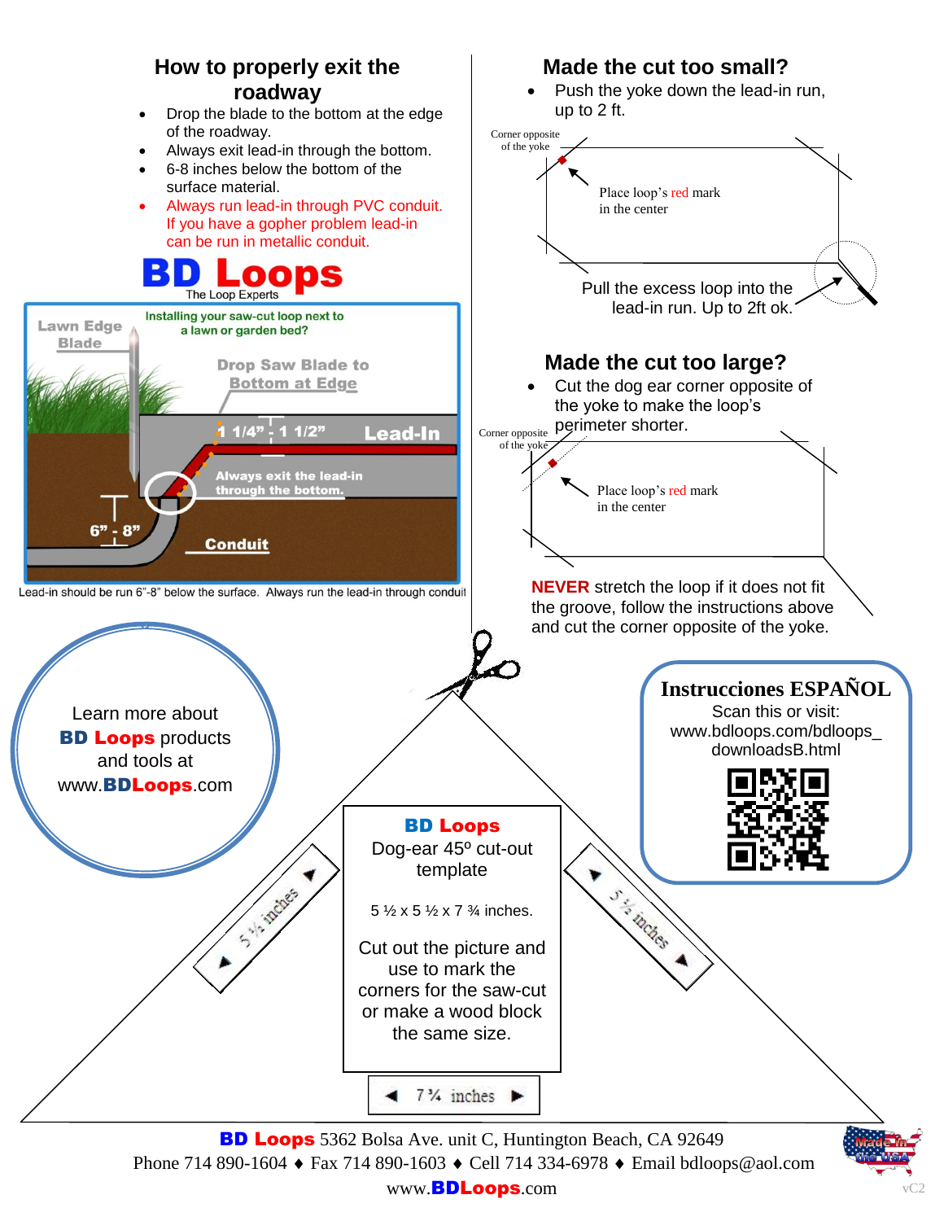## How to properly exit the roadway

- Drop the blade to the bottom at the edge of the roadway.
- Always exit lead-in through the bottom.
- 6-8 inches below the bottom of the surface material.
- Always run lead-in through PVC conduit. If you have a gopher problem lead-in can be run in metallic conduit.

**BD Loops**
The Loop Experts

Installing your saw-cut loop next to a lawn or garden bed?

Lawn Edge Blade

Drop Saw Blade to Bottom at Edge

1 1/4" - 1 1/2"

Lead-In

Always exit the lead-in through the bottom.

6" - 8"

Conduit

Lead-in should be run 6"-8" below the surface. Always run the lead-in through conduit

## Made the cut too small?

- Push the yoke down the lead-in run, up to 2 ft.

Corner opposite of the yoke

Place loop's red mark in the center

Pull the excess loop into the lead-in run. Up to 2ft ok.

## Made the cut too large?

- Cut the dog ear corner opposite of the yoke to make the loop's perimeter shorter.

Corner opposite of the yoke

Place loop's red mark in the center

**NEVER** stretch the loop if it does not fit the groove, follow the instructions above and cut the corner opposite of the yoke.

Learn more about **BD Loops** products and tools at www.**BDLoops**.com

**Instrucciones ESPAÑOL**
Scan this or visit:
www.bdloops.com/bdloops_downloadsB.html

**BD Loops**
Dog-ear 45º cut-out template

5 ½ x 5 ½ x 7 ¾ inches.

Cut out the picture and use to mark the corners for the saw-cut or make a wood block the same size.

5 ½ inches

5 ½ inches

7 ¾ inches

**BD Loops** 5362 Bolsa Ave. unit C, Huntington Beach, CA 92649
Phone 714 890-1604 ♦ Fax 714 890-1603 ♦ Cell 714 334-6978 ♦ Email bdloops@aol.com
www.**BDLoops**.com

Made In the USA

vC2